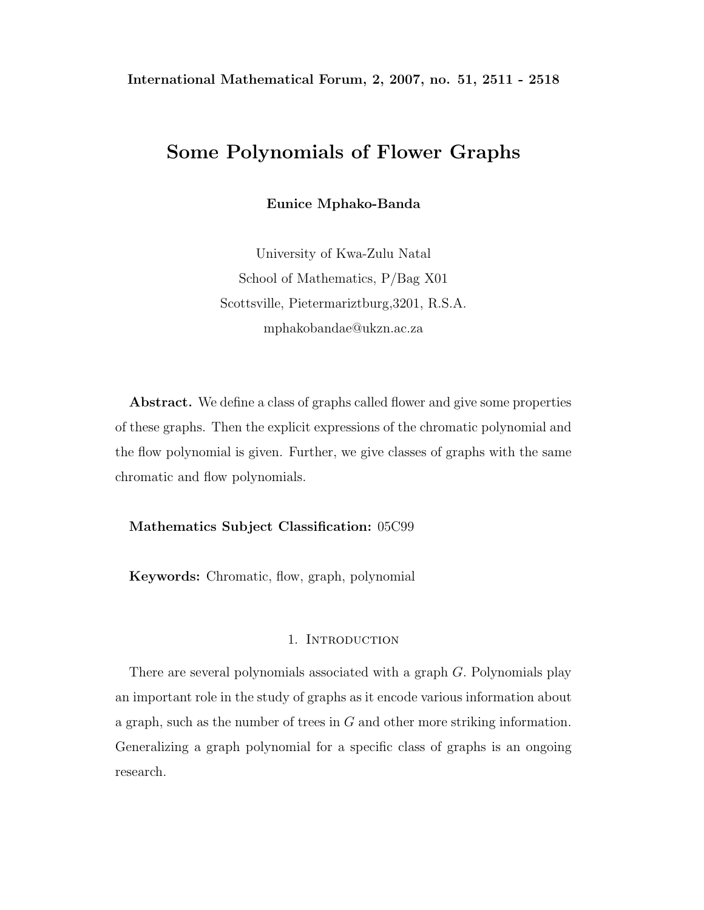# Some Polynomials of Flower Graphs

**Eunice Mphako-Banda**

University of Kwa-Zulu Natal
School of Mathematics, P/Bag X01
Scottsville, Pietermariztburg,3201, R.S.A.
mphakobandae@ukzn.ac.za

**Abstract.** We define a class of graphs called flower and give some properties of these graphs. Then the explicit expressions of the chromatic polynomial and the flow polynomial is given. Further, we give classes of graphs with the same chromatic and flow polynomials.

**Mathematics Subject Classification:** 05C99

**Keywords:** Chromatic, flow, graph, polynomial

## 1. Introduction

There are several polynomials associated with a graph $G$. Polynomials play an important role in the study of graphs as it encode various information about a graph, such as the number of trees in $G$ and other more striking information. Generalizing a graph polynomial for a specific class of graphs is an ongoing research.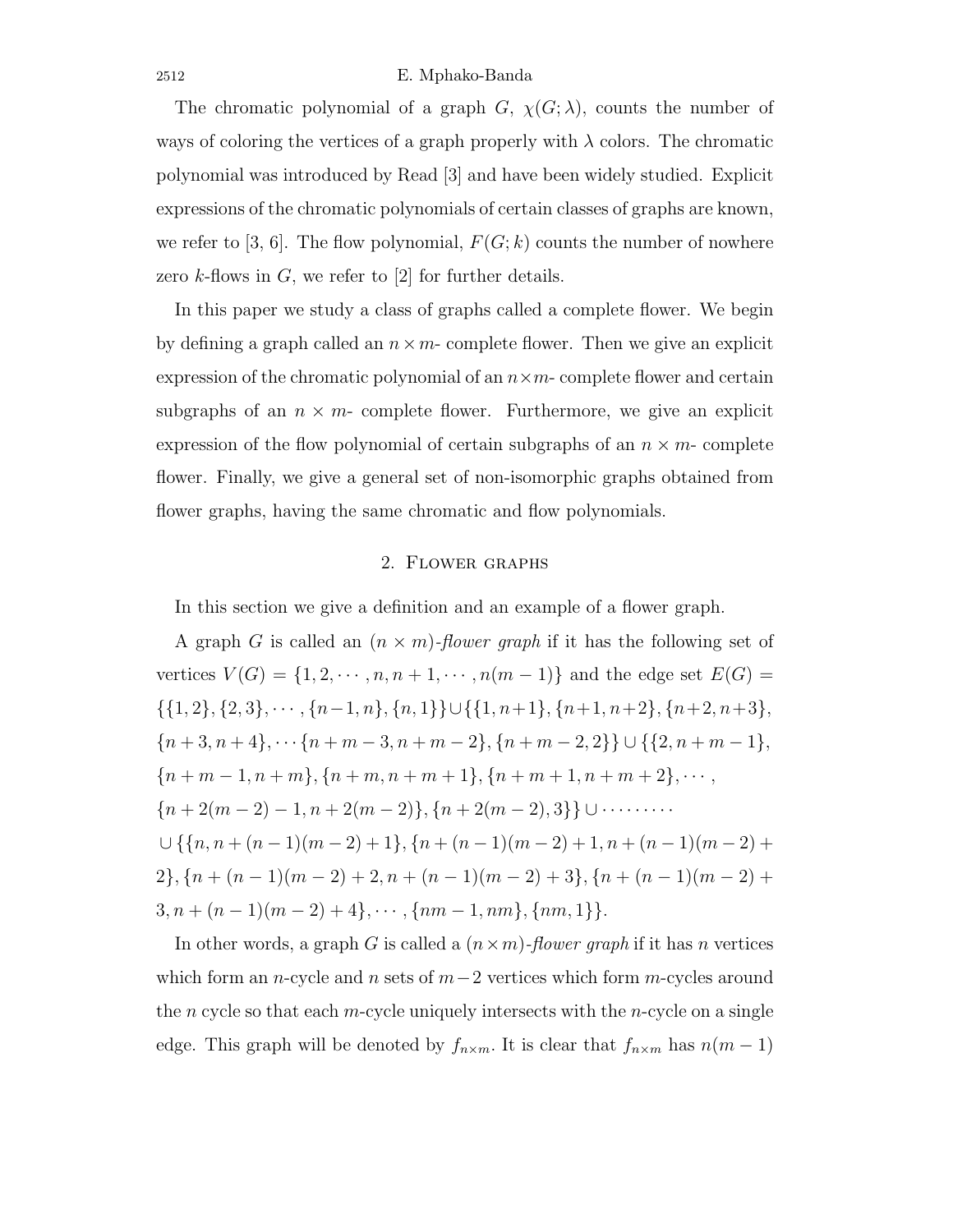The chromatic polynomial of a graph $G$, $\chi(G;\lambda)$, counts the number of ways of coloring the vertices of a graph properly with $\lambda$ colors. The chromatic polynomial was introduced by Read [3] and have been widely studied. Explicit expressions of the chromatic polynomials of certain classes of graphs are known, we refer to [3, 6]. The flow polynomial, $F(G;k)$ counts the number of nowhere zero $k$-flows in $G$, we refer to [2] for further details.

In this paper we study a class of graphs called a complete flower. We begin by defining a graph called an $n \times m$- complete flower. Then we give an explicit expression of the chromatic polynomial of an $n \times m$- complete flower and certain subgraphs of an $n \times m$- complete flower. Furthermore, we give an explicit expression of the flow polynomial of certain subgraphs of an $n \times m$- complete flower. Finally, we give a general set of non-isomorphic graphs obtained from flower graphs, having the same chromatic and flow polynomials.

## 2. Flower graphs

In this section we give a definition and an example of a flower graph.

A graph $G$ is called an *$(n \times m)$-flower graph* if it has the following set of vertices $V(G) = \{1, 2, \cdots, n, n+1, \cdots, n(m-1)\}$ and the edge set $E(G) = \{\{1,2\}, \{2,3\}, \cdots, \{n-1,n\}, \{n,1\}\} \cup \{\{1,n+1\}, \{n+1,n+2\}, \{n+2,n+3\}, \{n+3,n+4\}, \cdots \{n+m-3, n+m-2\}, \{n+m-2, 2\}\} \cup \{\{2, n+m-1\}, \{n+m-1, n+m\}, \{n+m, n+m+1\}, \{n+m+1, n+m+2\}, \cdots, \{n+2(m-2)-1, n+2(m-2)\}, \{n+2(m-2), 3\}\} \cup \cdots\cdots\cdots \cup \{\{n, n+(n-1)(m-2)+1\}, \{n+(n-1)(m-2)+1, n+(n-1)(m-2)+2\}, \{n+(n-1)(m-2)+2, n+(n-1)(m-2)+3\}, \{n+(n-1)(m-2)+3, n+(n-1)(m-2)+4\}, \cdots, \{nm-1, nm\}, \{nm, 1\}\}$.

In other words, a graph $G$ is called a *$(n \times m)$-flower graph* if it has $n$ vertices which form an $n$-cycle and $n$ sets of $m-2$ vertices which form $m$-cycles around the $n$ cycle so that each $m$-cycle uniquely intersects with the $n$-cycle on a single edge. This graph will be denoted by $f_{n\times m}$. It is clear that $f_{n\times m}$ has $n(m-1)$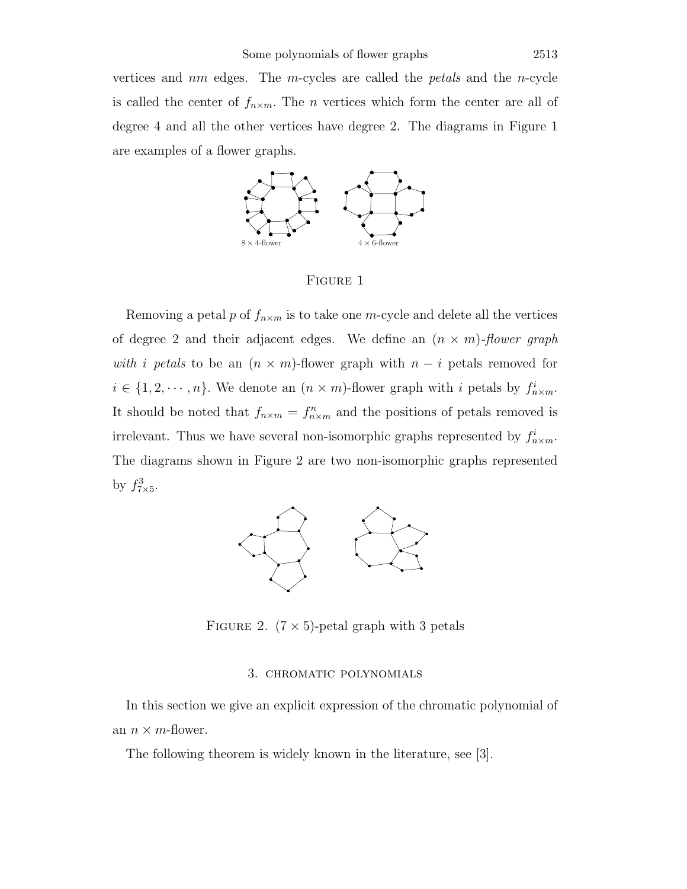vertices and $nm$ edges. The $m$-cycles are called the *petals* and the $n$-cycle is called the center of $f_{n\times m}$. The $n$ vertices which form the center are all of degree 4 and all the other vertices have degree 2. The diagrams in Figure 1 are examples of a flower graphs.

$8 \times 4$-flower $\quad$ $4 \times 6$-flower

FIGURE 1

Removing a petal $p$ of $f_{n\times m}$ is to take one $m$-cycle and delete all the vertices of degree 2 and their adjacent edges. We define an *$(n \times m)$-flower graph with $i$ petals* to be an $(n \times m)$-flower graph with $n - i$ petals removed for $i \in \{1, 2, \cdots, n\}$. We denote an $(n \times m)$-flower graph with $i$ petals by $f^i_{n\times m}$. It should be noted that $f_{n\times m} = f^n_{n\times m}$ and the positions of petals removed is irrelevant. Thus we have several non-isomorphic graphs represented by $f^i_{n\times m}$. The diagrams shown in Figure 2 are two non-isomorphic graphs represented by $f^3_{7\times 5}$.

FIGURE 2. $(7 \times 5)$-petal graph with 3 petals

## 3. Chromatic polynomials

In this section we give an explicit expression of the chromatic polynomial of an $n \times m$-flower.

The following theorem is widely known in the literature, see [3].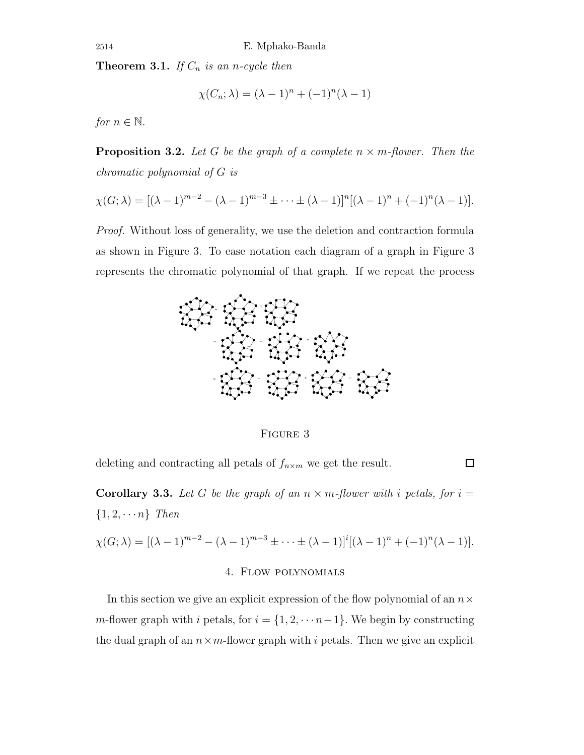**Theorem 3.1.** *If $C_n$ is an $n$-cycle then*

$$\chi(C_n;\lambda) = (\lambda-1)^n + (-1)^n(\lambda-1)$$

*for $n \in \mathbb{N}$.*

**Proposition 3.2.** *Let $G$ be the graph of a complete $n \times m$-flower. Then the chromatic polynomial of $G$ is*

$$\chi(G;\lambda) = [(\lambda-1)^{m-2} - (\lambda-1)^{m-3} \pm \cdots \pm (\lambda-1)]^n[(\lambda-1)^n + (-1)^n(\lambda-1)].$$

*Proof.* Without loss of generality, we use the deletion and contraction formula as shown in Figure 3. To ease notation each diagram of a graph in Figure 3 represents the chromatic polynomial of that graph. If we repeat the process

Figure 3

deleting and contracting all petals of $f_{n\times m}$ we get the result. □

**Corollary 3.3.** *Let $G$ be the graph of an $n \times m$-flower with $i$ petals, for $i = \{1, 2, \cdots n\}$ Then*

$$\chi(G;\lambda) = [(\lambda-1)^{m-2} - (\lambda-1)^{m-3} \pm \cdots \pm (\lambda-1)]^i[(\lambda-1)^n + (-1)^n(\lambda-1)].$$

## 4. Flow polynomials

In this section we give an explicit expression of the flow polynomial of an $n \times m$-flower graph with $i$ petals, for $i = \{1, 2, \cdots n-1\}$. We begin by constructing the dual graph of an $n \times m$-flower graph with $i$ petals. Then we give an explicit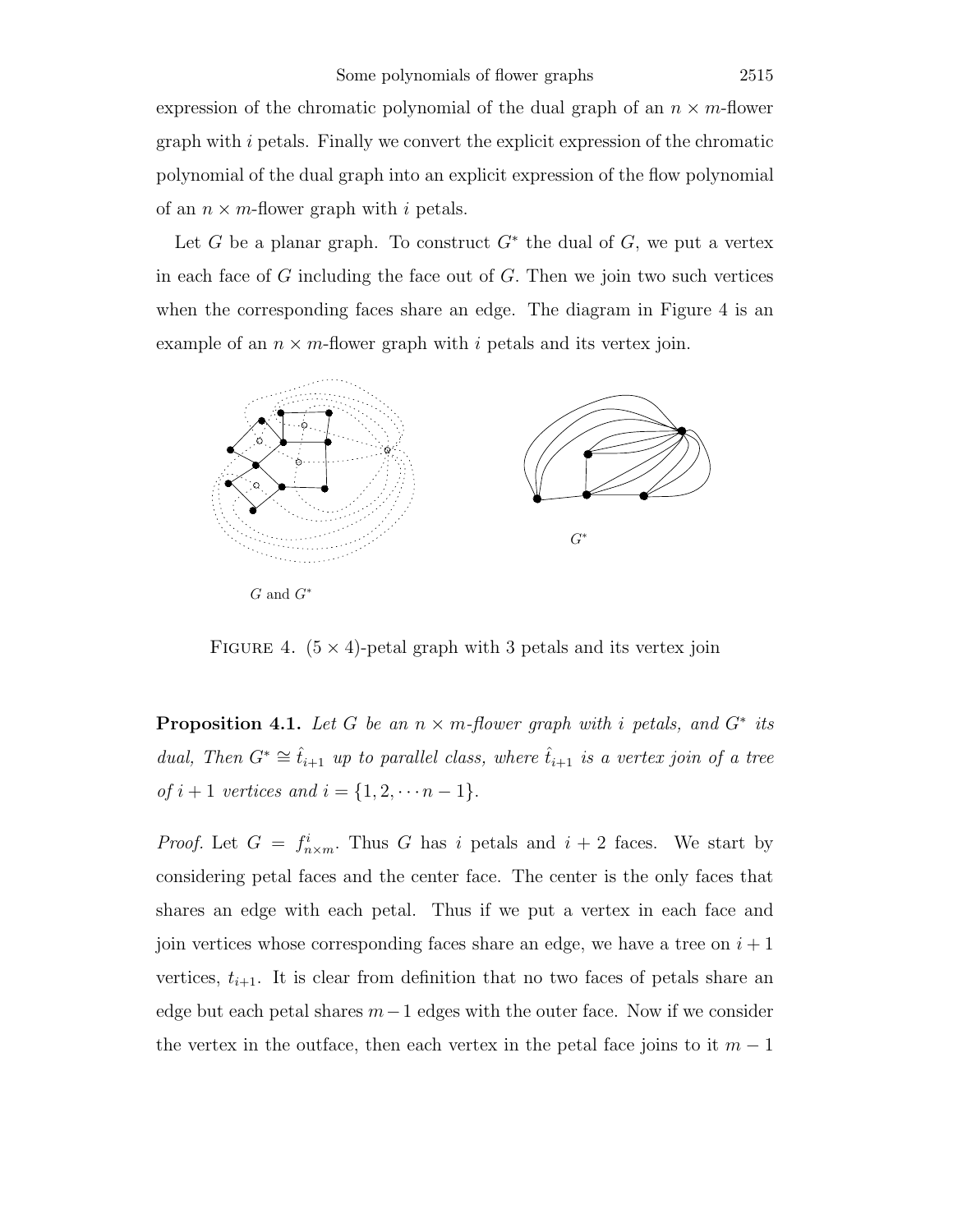expression of the chromatic polynomial of the dual graph of an $n \times m$-flower graph with $i$ petals. Finally we convert the explicit expression of the chromatic polynomial of the dual graph into an explicit expression of the flow polynomial of an $n \times m$-flower graph with $i$ petals.

Let $G$ be a planar graph. To construct $G^*$ the dual of $G$, we put a vertex in each face of $G$ including the face out of $G$. Then we join two such vertices when the corresponding faces share an edge. The diagram in Figure 4 is an example of an $n \times m$-flower graph with $i$ petals and its vertex join.

$G$ and $G^*$

$G^*$

FIGURE 4. $(5 \times 4)$-petal graph with 3 petals and its vertex join

**Proposition 4.1.** *Let $G$ be an $n \times m$-flower graph with $i$ petals, and $G^*$ its dual, Then $G^* \cong \hat{t}_{i+1}$ up to parallel class, where $\hat{t}_{i+1}$ is a vertex join of a tree of $i+1$ vertices and $i = \{1, 2, \cdots n-1\}$.*

*Proof.* Let $G = f^i_{n \times m}$. Thus $G$ has $i$ petals and $i+2$ faces. We start by considering petal faces and the center face. The center is the only faces that shares an edge with each petal. Thus if we put a vertex in each face and join vertices whose corresponding faces share an edge, we have a tree on $i+1$ vertices, $t_{i+1}$. It is clear from definition that no two faces of petals share an edge but each petal shares $m-1$ edges with the outer face. Now if we consider the vertex in the outface, then each vertex in the petal face joins to it $m-1$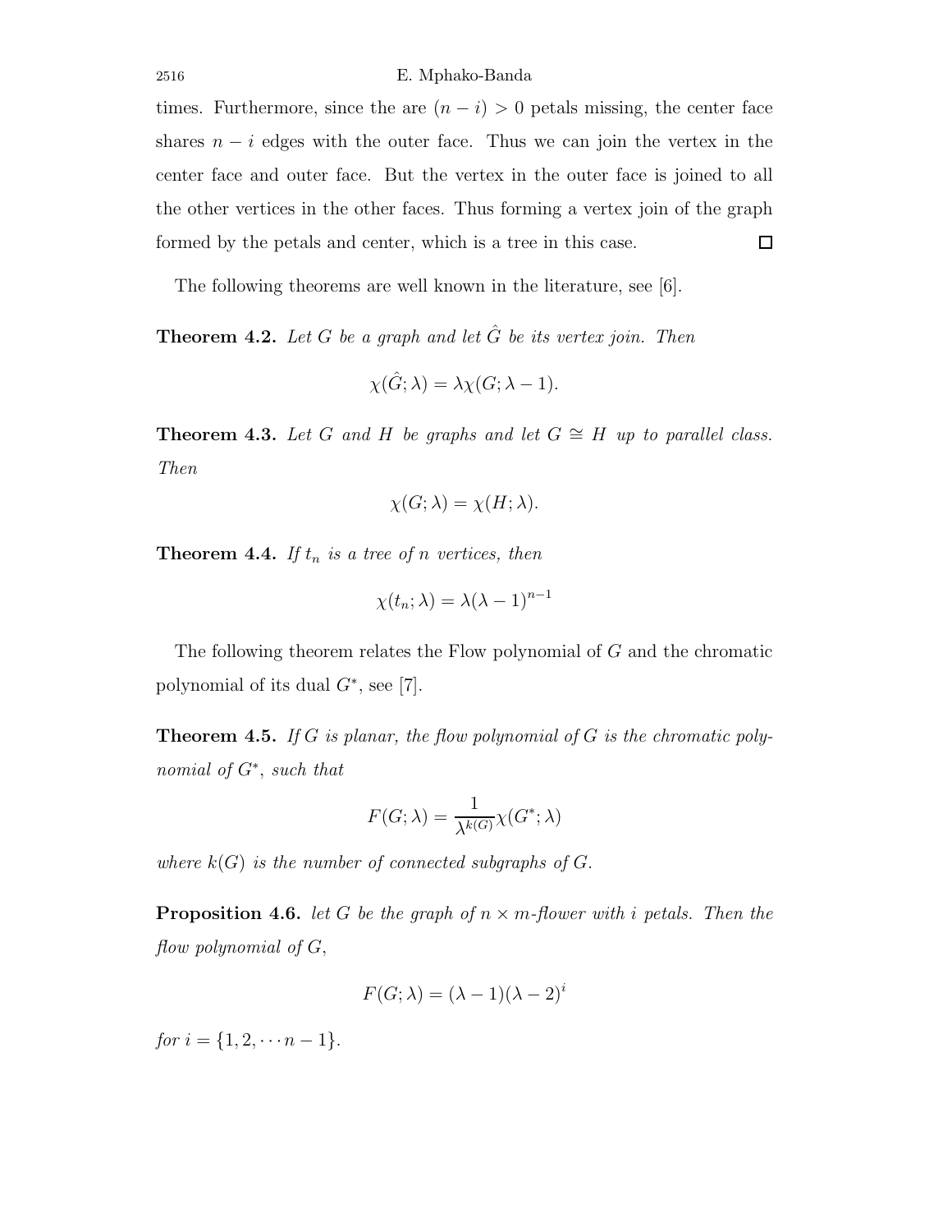times. Furthermore, since the are $(n-i) > 0$ petals missing, the center face shares $n-i$ edges with the outer face. Thus we can join the vertex in the center face and outer face. But the vertex in the outer face is joined to all the other vertices in the other faces. Thus forming a vertex join of the graph formed by the petals and center, which is a tree in this case. □

The following theorems are well known in the literature, see [6].

**Theorem 4.2.** *Let $G$ be a graph and let $\hat{G}$ be its vertex join. Then*

$$\chi(\hat{G};\lambda) = \lambda\chi(G;\lambda-1).$$

**Theorem 4.3.** *Let $G$ and $H$ be graphs and let $G \cong H$ up to parallel class. Then*

$$\chi(G;\lambda) = \chi(H;\lambda).$$

**Theorem 4.4.** *If $t_n$ is a tree of $n$ vertices, then*

$$\chi(t_n;\lambda) = \lambda(\lambda-1)^{n-1}$$

The following theorem relates the Flow polynomial of $G$ and the chromatic polynomial of its dual $G^*$, see [7].

**Theorem 4.5.** *If $G$ is planar, the flow polynomial of $G$ is the chromatic polynomial of $G^*$, such that*

$$F(G;\lambda) = \frac{1}{\lambda^{k(G)}}\chi(G^*;\lambda)$$

*where $k(G)$ is the number of connected subgraphs of $G$.*

**Proposition 4.6.** *let $G$ be the graph of $n \times m$-flower with $i$ petals. Then the flow polynomial of $G$,*

$$F(G;\lambda) = (\lambda-1)(\lambda-2)^i$$

*for $i = \{1, 2, \cdots n-1\}$.*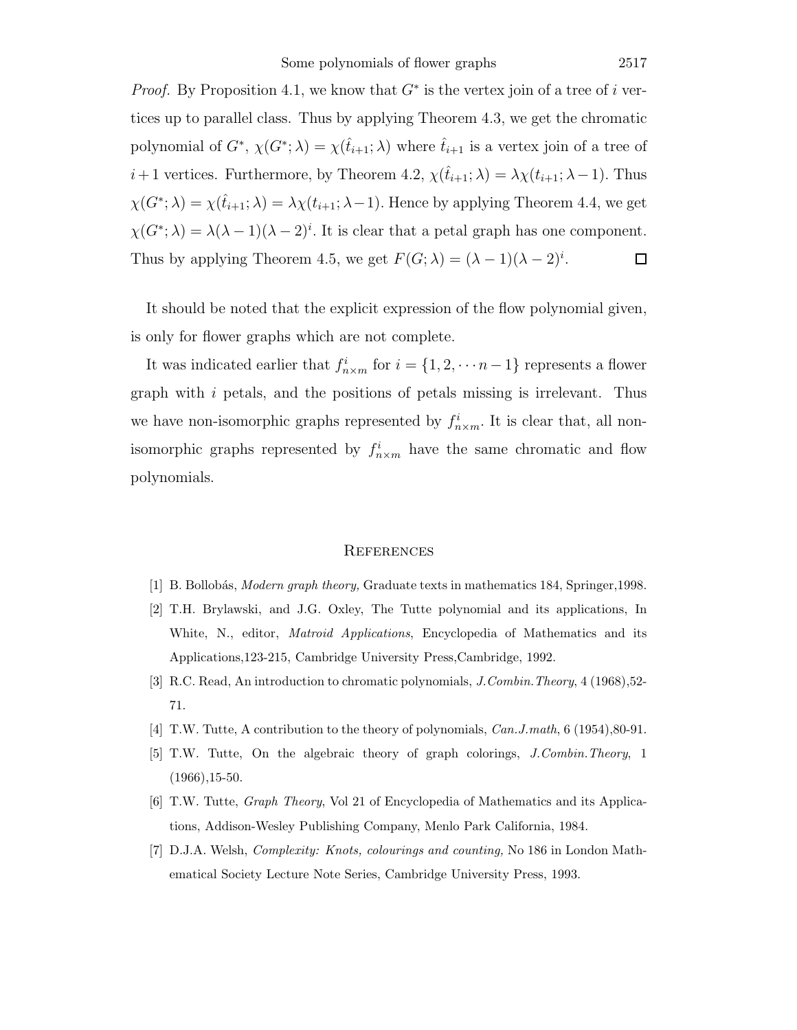*Proof.* By Proposition 4.1, we know that $G^*$ is the vertex join of a tree of $i$ vertices up to parallel class. Thus by applying Theorem 4.3, we get the chromatic polynomial of $G^*$, $\chi(G^*;\lambda) = \chi(\hat{t}_{i+1};\lambda)$ where $\hat{t}_{i+1}$ is a vertex join of a tree of $i+1$ vertices. Furthermore, by Theorem 4.2, $\chi(\hat{t}_{i+1};\lambda) = \lambda\chi(t_{i+1};\lambda-1)$. Thus $\chi(G^*;\lambda) = \chi(\hat{t}_{i+1};\lambda) = \lambda\chi(t_{i+1};\lambda-1)$. Hence by applying Theorem 4.4, we get $\chi(G^*;\lambda) = \lambda(\lambda-1)(\lambda-2)^i$. It is clear that a petal graph has one component. Thus by applying Theorem 4.5, we get $F(G;\lambda) = (\lambda-1)(\lambda-2)^i$. □

It should be noted that the explicit expression of the flow polynomial given, is only for flower graphs which are not complete.

It was indicated earlier that $f^i_{n\times m}$ for $i = \{1, 2, \cdots n-1\}$ represents a flower graph with $i$ petals, and the positions of petals missing is irrelevant. Thus we have non-isomorphic graphs represented by $f^i_{n\times m}$. It is clear that, all non-isomorphic graphs represented by $f^i_{n\times m}$ have the same chromatic and flow polynomials.

## References

[1] B. Bollobás, *Modern graph theory,* Graduate texts in mathematics 184, Springer,1998.

[2] T.H. Brylawski, and J.G. Oxley, The Tutte polynomial and its applications, In White, N., editor, *Matroid Applications*, Encyclopedia of Mathematics and its Applications,123-215, Cambridge University Press,Cambridge, 1992.

[3] R.C. Read, An introduction to chromatic polynomials, *J.Combin.Theory*, 4 (1968),52-71.

[4] T.W. Tutte, A contribution to the theory of polynomials, *Can.J.math*, 6 (1954),80-91.

[5] T.W. Tutte, On the algebraic theory of graph colorings, *J.Combin.Theory*, 1 (1966),15-50.

[6] T.W. Tutte, *Graph Theory*, Vol 21 of Encyclopedia of Mathematics and its Applications, Addison-Wesley Publishing Company, Menlo Park California, 1984.

[7] D.J.A. Welsh, *Complexity: Knots, colourings and counting,* No 186 in London Mathematical Society Lecture Note Series, Cambridge University Press, 1993.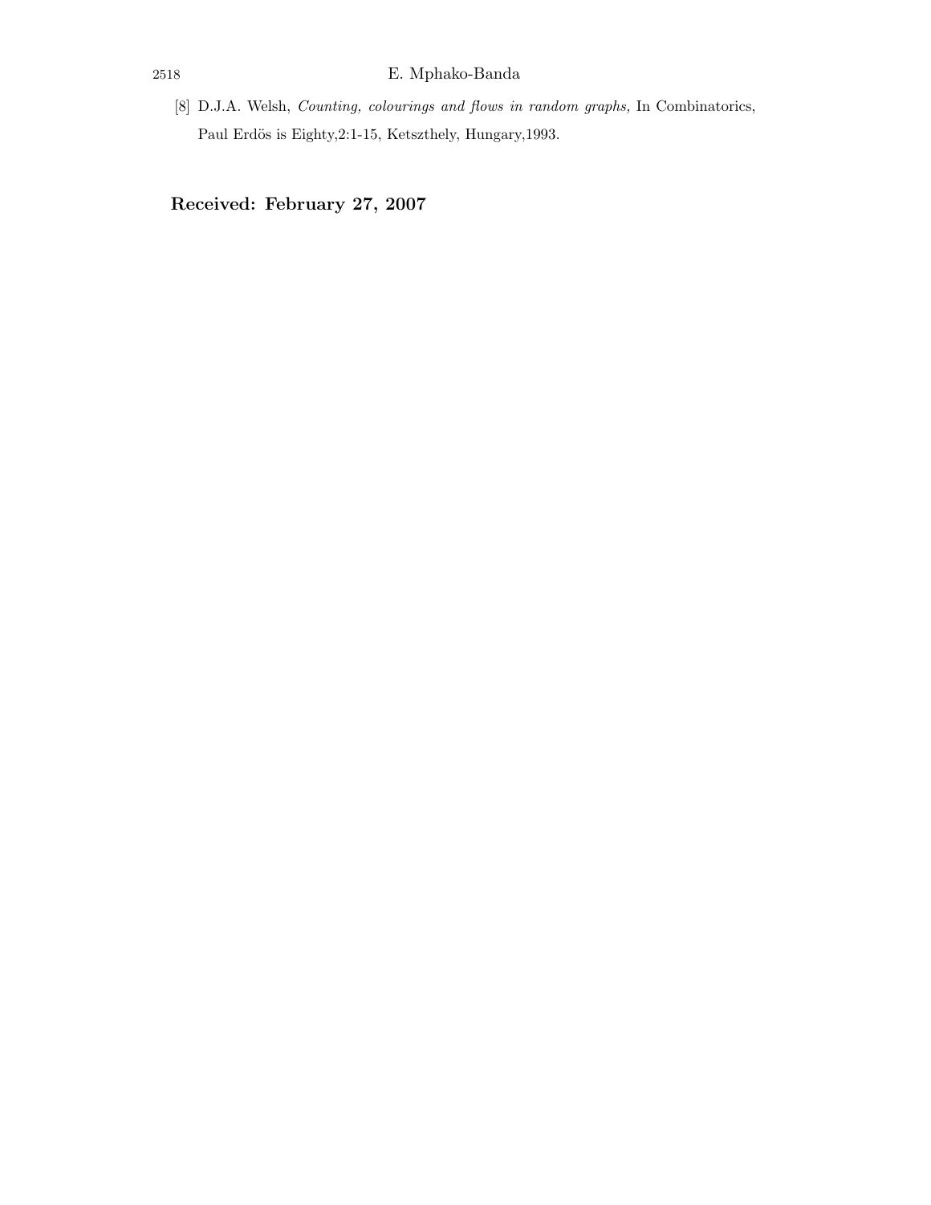[8] D.J.A. Welsh, *Counting, colourings and flows in random graphs,* In Combinatorics, Paul Erdös is Eighty,2:1-15, Ketszthely, Hungary,1993.

**Received: February 27, 2007**